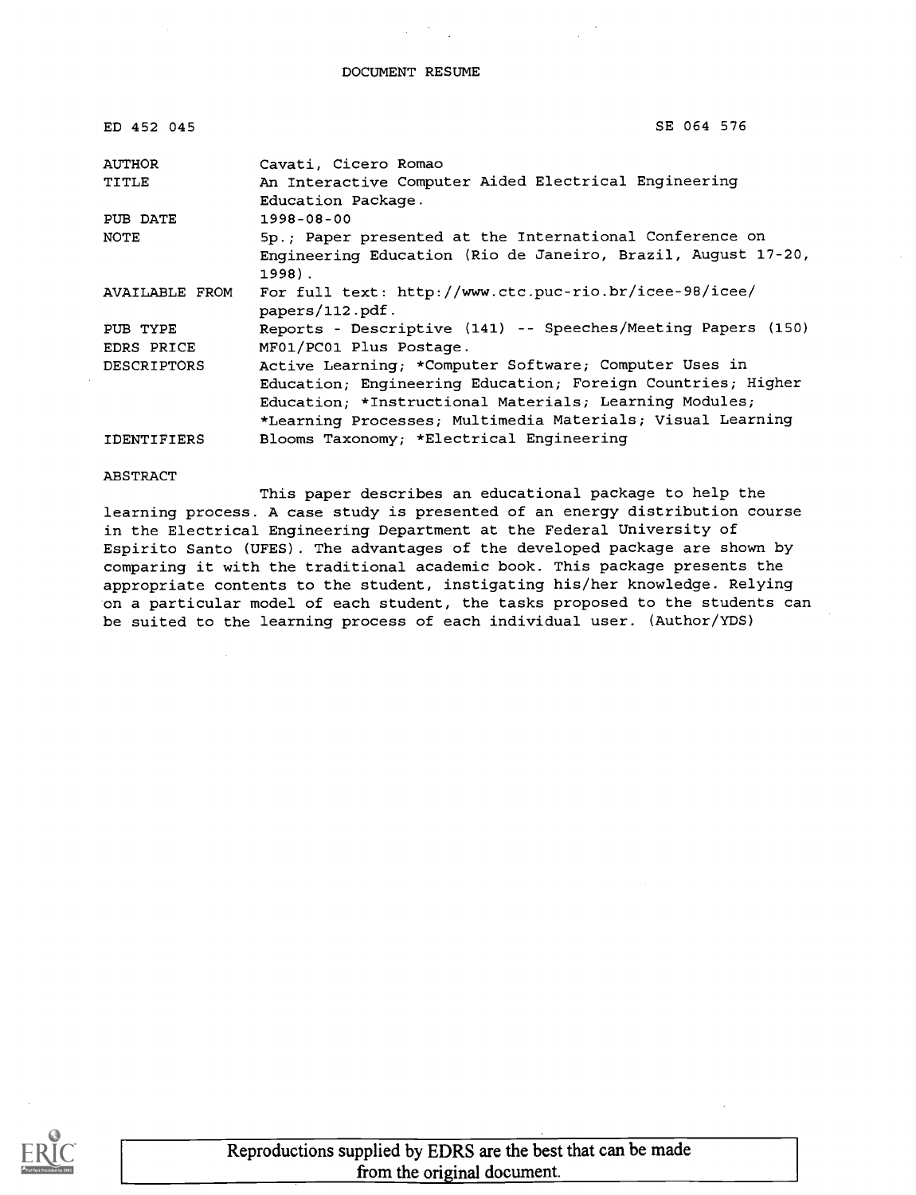# DOCUMENT RESUME

| | |
|---|---|
| ED 452 045 | SE 064 576 |
| AUTHOR | Cavati, Cicero Romao |
| TITLE | An Interactive Computer Aided Electrical Engineering Education Package. |
| PUB DATE | 1998-08-00 |
| NOTE | 5p.; Paper presented at the International Conference on Engineering Education (Rio de Janeiro, Brazil, August 17-20, 1998). |
| AVAILABLE FROM | For full text: http://www.ctc.puc-rio.br/icee-98/icee/papers/112.pdf. |
| PUB TYPE | Reports - Descriptive (141) -- Speeches/Meeting Papers (150) |
| EDRS PRICE | MF01/PC01 Plus Postage. |
| DESCRIPTORS | Active Learning; *Computer Software; Computer Uses in Education; Engineering Education; Foreign Countries; Higher Education; *Instructional Materials; Learning Modules; *Learning Processes; Multimedia Materials; Visual Learning |
| IDENTIFIERS | Blooms Taxonomy; *Electrical Engineering |

ABSTRACT

This paper describes an educational package to help the learning process. A case study is presented of an energy distribution course in the Electrical Engineering Department at the Federal University of Espirito Santo (UFES). The advantages of the developed package are shown by comparing it with the traditional academic book. This package presents the appropriate contents to the student, instigating his/her knowledge. Relying on a particular model of each student, the tasks proposed to the students can be suited to the learning process of each individual user. (Author/YDS)

Reproductions supplied by EDRS are the best that can be made from the original document.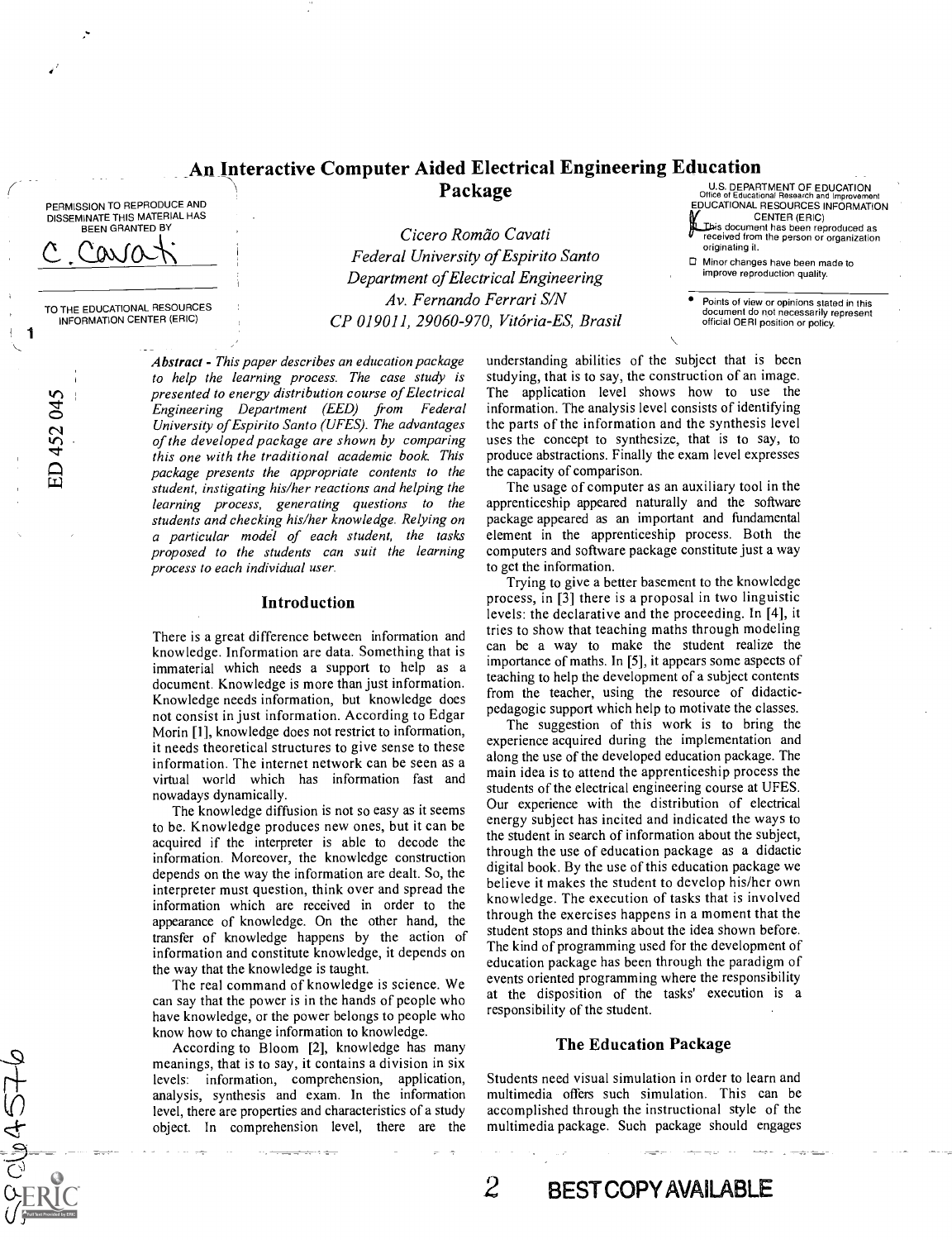# An Interactive Computer Aided Electrical Engineering Education Package

*Cicero Romão Cavati*
*Federal University of Espirito Santo*
*Department of Electrical Engineering*
*Av. Fernando Ferrari S/N*
*CP 019011, 29060-970, Vitória-ES, Brasil*

***Abstract** - This paper describes an education package to help the learning process. The case study is presented to energy distribution course of Electrical Engineering Department (EED) from Federal University of Espirito Santo (UFES). The advantages of the developed package are shown by comparing this one with the traditional academic book. This package presents the appropriate contents to the student, instigating his/her reactions and helping the learning process, generating questions to the students and checking his/her knowledge. Relying on a particular model of each student, the tasks proposed to the students can suit the learning process to each individual user.*

## Introduction

There is a great difference between information and knowledge. Information are data. Something that is immaterial which needs a support to help as a document. Knowledge is more than just information. Knowledge needs information, but knowledge does not consist in just information. According to Edgar Morin [1], knowledge does not restrict to information, it needs theoretical structures to give sense to these information. The internet network can be seen as a virtual world which has information fast and nowadays dynamically.

The knowledge diffusion is not so easy as it seems to be. Knowledge produces new ones, but it can be acquired if the interpreter is able to decode the information. Moreover, the knowledge construction depends on the way the information are dealt. So, the interpreter must question, think over and spread the information which are received in order to the appearance of knowledge. On the other hand, the transfer of knowledge happens by the action of information and constitute knowledge, it depends on the way that the knowledge is taught.

The real command of knowledge is science. We can say that the power is in the hands of people who have knowledge, or the power belongs to people who know how to change information to knowledge.

According to Bloom [2], knowledge has many meanings, that is to say, it contains a division in six levels: information, comprehension, application, analysis, synthesis and exam. In the information level, there are properties and characteristics of a study object. In comprehension level, there are the understanding abilities of the subject that is been studying, that is to say, the construction of an image. The application level shows how to use the information. The analysis level consists of identifying the parts of the information and the synthesis level uses the concept to synthesize, that is to say, to produce abstractions. Finally the exam level expresses the capacity of comparison.

The usage of computer as an auxiliary tool in the apprenticeship appeared naturally and the software package appeared as an important and fundamental element in the apprenticeship process. Both the computers and software package constitute just a way to get the information.

Trying to give a better basement to the knowledge process, in [3] there is a proposal in two linguistic levels: the declarative and the proceeding. In [4], it tries to show that teaching maths through modeling can be a way to make the student realize the importance of maths. In [5], it appears some aspects of teaching to help the development of a subject contents from the teacher, using the resource of didactic-pedagogic support which help to motivate the classes.

The suggestion of this work is to bring the experience acquired during the implementation and along the use of the developed education package. The main idea is to attend the apprenticeship process the students of the electrical engineering course at UFES. Our experience with the distribution of electrical energy subject has incited and indicated the ways to the student in search of information about the subject, through the use of education package as a didactic digital book. By the use of this education package we believe it makes the student to develop his/her own knowledge. The execution of tasks that is involved through the exercises happens in a moment that the student stops and thinks about the idea shown before. The kind of programming used for the development of education package has been through the paradigm of events oriented programming where the responsibility at the disposition of the tasks' execution is a responsibility of the student.

## The Education Package

Students need visual simulation in order to learn and multimedia offers such simulation. This can be accomplished through the instructional style of the multimedia package. Such package should engages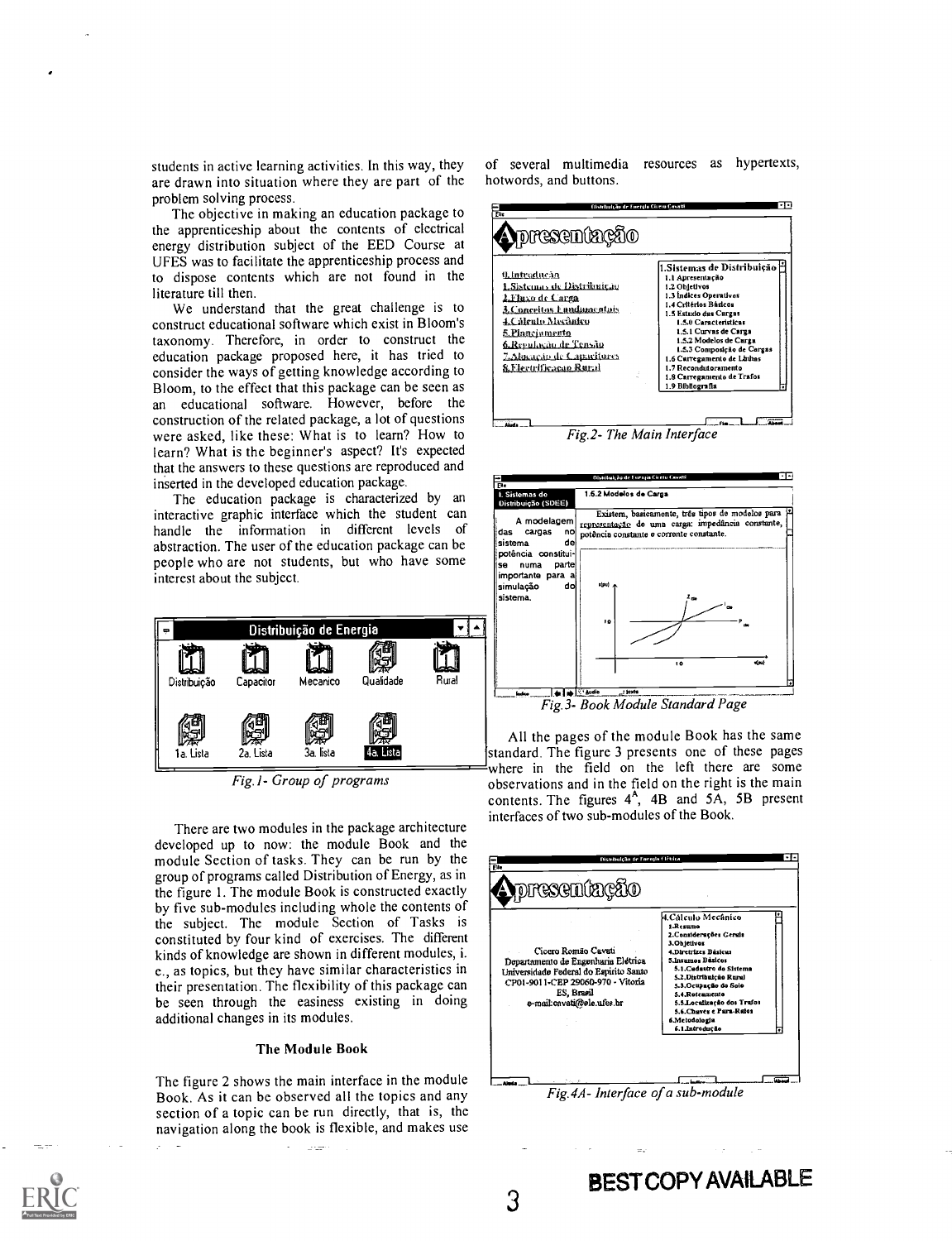students in active learning activities. In this way, they are drawn into situation where they are part of the problem solving process.

The objective in making an education package to the apprenticeship about the contents of electrical energy distribution subject of the EED Course at UFES was to facilitate the apprenticeship process and to dispose contents which are not found in the literature till then.

We understand that the great challenge is to construct educational software which exist in Bloom's taxonomy. Therefore, in order to construct the education package proposed here, it has tried to consider the ways of getting knowledge according to Bloom, to the effect that this package can be seen as an educational software. However, before the construction of the related package, a lot of questions were asked, like these: What is to learn? How to learn? What is the beginner's aspect? It's expected that the answers to these questions are reproduced and inserted in the developed education package.

The education package is characterized by an interactive graphic interface which the student can handle the information in different levels of abstraction. The user of the education package can be people who are not students, but who have some interest about the subject.

*Fig.1- Group of programs*

There are two modules in the package architecture developed up to now: the module Book and the module Section of tasks. They can be run by the group of programs called Distribution of Energy, as in the figure 1. The module Book is constructed exactly by five sub-modules including whole the contents of the subject. The module Section of Tasks is constituted by four kind of exercises. The different kinds of knowledge are shown in different modules, i. e., as topics, but they have similar characteristics in their presentation. The flexibility of this package can be seen through the easiness existing in doing additional changes in its modules.

### The Module Book

The figure 2 shows the main interface in the module Book. As it can be observed all the topics and any section of a topic can be run directly, that is, the navigation along the book is flexible, and makes use of several multimedia resources as hypertexts, hotwords, and buttons.

*Fig.2- The Main Interface*

*Fig.3- Book Module Standard Page*

All the pages of the module Book has the same standard. The figure 3 presents one of these pages where in the field on the left there are some observations and in the field on the right is the main contents. The figures 4A, 4B and 5A, 5B present interfaces of two sub-modules of the Book.

*Fig.4A- Interface of a sub-module*

**BEST COPY AVAILABLE**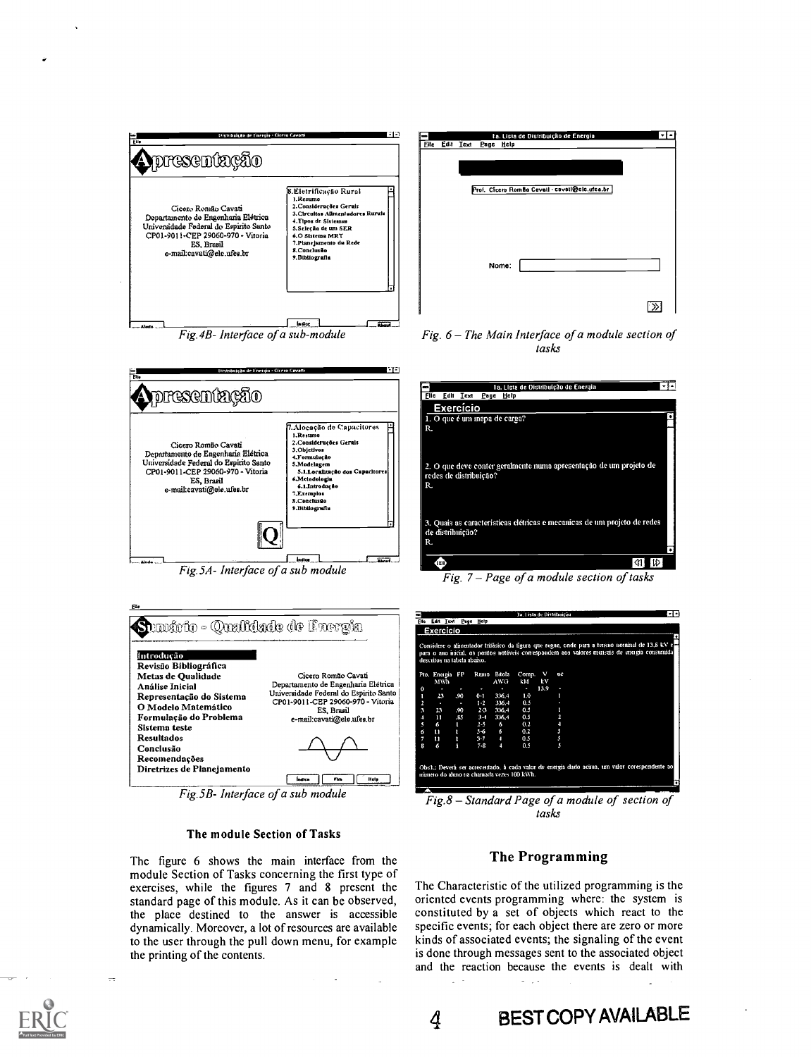Fig.4B- Interface of a sub-module

Fig. 6 – The Main Interface of a module section of tasks

Fig.5A- Interface of a sub module

Fig. 7 – Page of a module section of tasks

Fig.5B- Interface of a sub module

Fig.8 – Standard Page of a module of section of tasks

### The module Section of Tasks

The figure 6 shows the main interface from the module Section of Tasks concerning the first type of exercises, while the figures 7 and 8 present the standard page of this module. As it can be observed, the place destined to the answer is accessible dynamically. Moreover, a lot of resources are available to the user through the pull down menu, for example the printing of the contents.

## The Programming

The Characteristic of the utilized programming is the oriented events programming where: the system is constituted by a set of objects which react to the specific events; for each object there are zero or more kinds of associated events; the signaling of the event is done through messages sent to the associated object and the reaction because the events is dealt with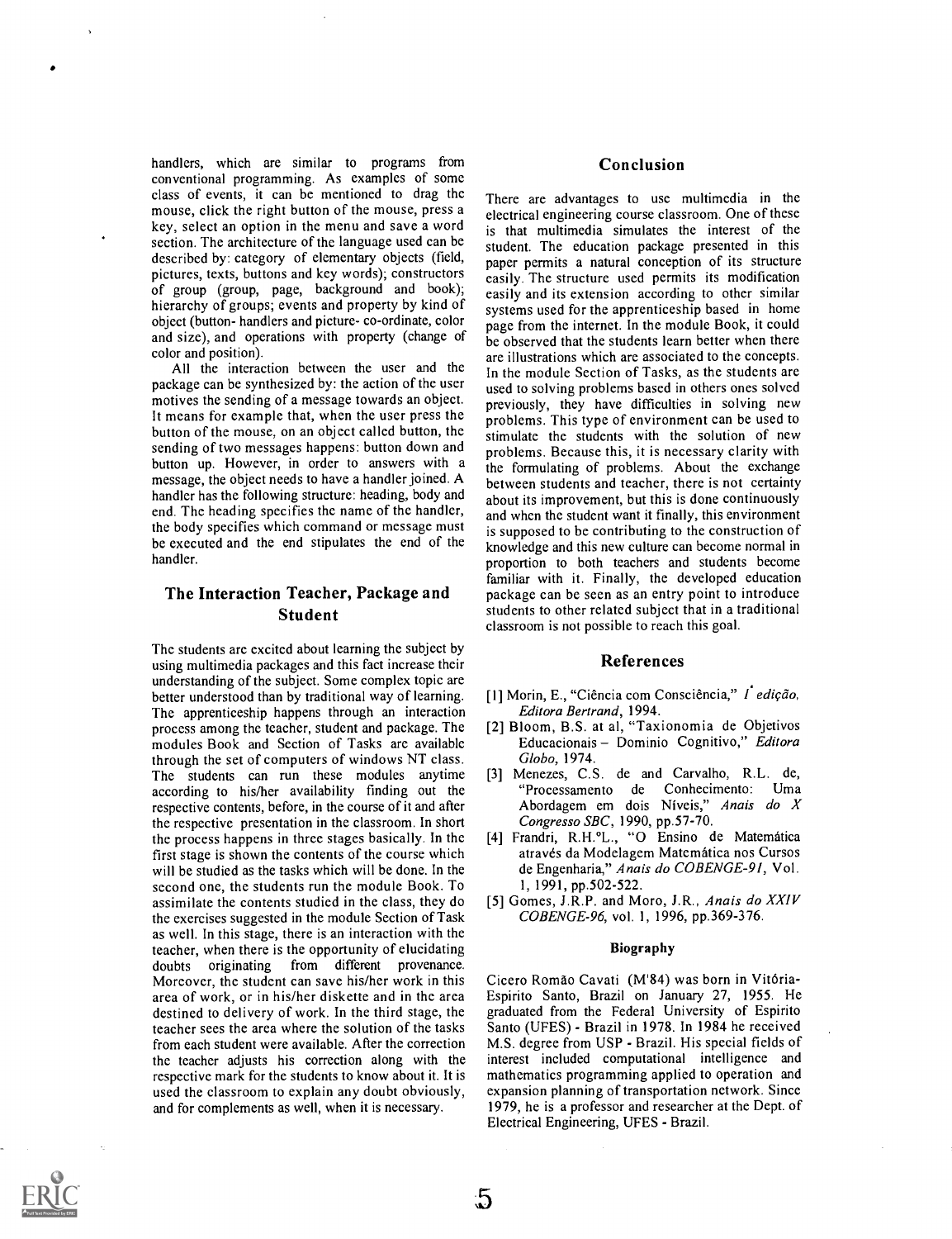handlers, which are similar to programs from conventional programming. As examples of some class of events, it can be mentioned to drag the mouse, click the right button of the mouse, press a key, select an option in the menu and save a word section. The architecture of the language used can be described by: category of elementary objects (field, pictures, texts, buttons and key words); constructors of group (group, page, background and book); hierarchy of groups; events and property by kind of object (button- handlers and picture- co-ordinate, color and size), and operations with property (change of color and position).

All the interaction between the user and the package can be synthesized by: the action of the user motives the sending of a message towards an object. It means for example that, when the user press the button of the mouse, on an object called button, the sending of two messages happens: button down and button up. However, in order to answers with a message, the object needs to have a handler joined. A handler has the following structure: heading, body and end. The heading specifies the name of the handler, the body specifies which command or message must be executed and the end stipulates the end of the handler.

## The Interaction Teacher, Package and Student

The students are excited about learning the subject by using multimedia packages and this fact increase their understanding of the subject. Some complex topic are better understood than by traditional way of learning. The apprenticeship happens through an interaction process among the teacher, student and package. The modules Book and Section of Tasks are available through the set of computers of windows NT class. The students can run these modules anytime according to his/her availability finding out the respective contents, before, in the course of it and after the respective presentation in the classroom. In short the process happens in three stages basically. In the first stage is shown the contents of the course which will be studied as the tasks which will be done. In the second one, the students run the module Book. To assimilate the contents studied in the class, they do the exercises suggested in the module Section of Task as well. In this stage, there is an interaction with the teacher, when there is the opportunity of elucidating doubts originating from different provenance. Moreover, the student can save his/her work in this area of work, or in his/her diskette and in the area destined to delivery of work. In the third stage, the teacher sees the area where the solution of the tasks from each student were available. After the correction the teacher adjusts his correction along with the respective mark for the students to know about it. It is used the classroom to explain any doubt obviously, and for complements as well, when it is necessary.

## Conclusion

There are advantages to use multimedia in the electrical engineering course classroom. One of these is that multimedia simulates the interest of the student. The education package presented in this paper permits a natural conception of its structure easily. The structure used permits its modification easily and its extension according to other similar systems used for the apprenticeship based in home page from the internet. In the module Book, it could be observed that the students learn better when there are illustrations which are associated to the concepts. In the module Section of Tasks, as the students are used to solving problems based in others ones solved previously, they have difficulties in solving new problems. This type of environment can be used to stimulate the students with the solution of new problems. Because this, it is necessary clarity with the formulating of problems. About the exchange between students and teacher, there is not certainty about its improvement, but this is done continuously and when the student want it finally, this environment is supposed to be contributing to the construction of knowledge and this new culture can become normal in proportion to both teachers and students become familiar with it. Finally, the developed education package can be seen as an entry point to introduce students to other related subject that in a traditional classroom is not possible to reach this goal.

## References

[1] Morin, E., "Ciência com Consciência," *1ª edição, Editora Bertrand*, 1994.

[2] Bloom, B.S. at al, "Taxionomia de Objetivos Educacionais – Dominio Cognitivo," *Editora Globo*, 1974.

[3] Menezes, C.S. de and Carvalho, R.L. de, "Processamento de Conhecimento: Uma Abordagem em dois Níveis," *Anais do X Congresso SBC*, 1990, pp.57-70.

[4] Frandri, R.H.ºL., "O Ensino de Matemática através da Modelagem Matemática nos Cursos de Engenharia," *Anais do COBENGE-91*, Vol. 1, 1991, pp.502-522.

[5] Gomes, J.R.P. and Moro, J.R., *Anais do XXIV COBENGE-96*, vol. 1, 1996, pp.369-376.

### Biography

Cicero Romão Cavati (M'84) was born in Vitória-Espirito Santo, Brazil on January 27, 1955. He graduated from the Federal University of Espirito Santo (UFES) - Brazil in 1978. In 1984 he received M.S. degree from USP - Brazil. His special fields of interest included computational intelligence and mathematics programming applied to operation and expansion planning of transportation network. Since 1979, he is a professor and researcher at the Dept. of Electrical Engineering, UFES - Brazil.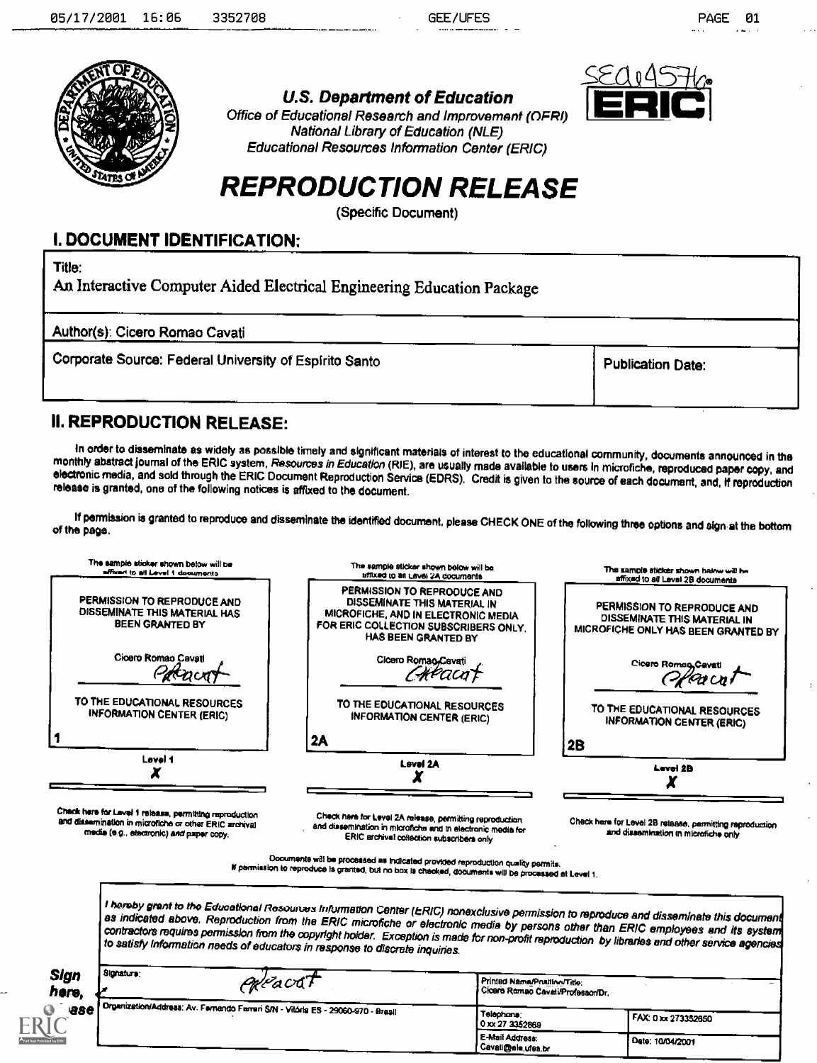SE064576

# U.S. Department of Education

*Office of Educational Research and Improvement (OERI)*
*National Library of Education (NLE)*
*Educational Resources Information Center (ERIC)*

# REPRODUCTION RELEASE

(Specific Document)

## I. DOCUMENT IDENTIFICATION:

| | |
|---|---|
| Title: An Interactive Computer Aided Electrical Engineering Education Package | |
| Author(s): Cicero Romao Cavati | |
| Corporate Source: Federal University of Espírito Santo | Publication Date: |

## II. REPRODUCTION RELEASE:

In order to disseminate as widely as possible timely and significant materials of interest to the educational community, documents announced in the monthly abstract journal of the ERIC system, *Resources in Education* (RIE), are usually made available to users in microfiche, reproduced paper copy, and electronic media, and sold through the ERIC Document Reproduction Service (EDRS). Credit is given to the source of each document, and, if reproduction release is granted, one of the following notices is affixed to the document.

If permission is granted to reproduce and disseminate the identified document, please CHECK ONE of the following three options and sign at the bottom of the page.

| Level 1 | Level 2A | Level 2B |
|---|---|---|
| The sample sticker shown below will be affixed to all Level 1 documents | The sample sticker shown below will be affixed to all Level 2A documents | The sample sticker shown below will be affixed to all Level 2B documents |
| PERMISSION TO REPRODUCE AND DISSEMINATE THIS MATERIAL HAS BEEN GRANTED BY Cicero Romao Cavati TO THE EDUCATIONAL RESOURCES INFORMATION CENTER (ERIC) | PERMISSION TO REPRODUCE AND DISSEMINATE THIS MATERIAL IN MICROFICHE, AND IN ELECTRONIC MEDIA FOR ERIC COLLECTION SUBSCRIBERS ONLY, HAS BEEN GRANTED BY Cicero Romao Cavati TO THE EDUCATIONAL RESOURCES INFORMATION CENTER (ERIC) | PERMISSION TO REPRODUCE AND DISSEMINATE THIS MATERIAL IN MICROFICHE ONLY HAS BEEN GRANTED BY Cicero Romao Cavati TO THE EDUCATIONAL RESOURCES INFORMATION CENTER (ERIC) |
| 1 | 2A | 2B |
| Level 1 X | Level 2A X | Level 2B X |
| Check here for Level 1 release, permitting reproduction and dissemination in microfiche or other ERIC archival media (e.g., electronic) *and* paper copy. | Check here for Level 2A release, permitting reproduction and dissemination in microfiche and in electronic media for ERIC archival collection subscribers only | Check here for Level 2B release, permitting reproduction and dissemination in microfiche only |

Documents will be processed as indicated provided reproduction quality permits.
If permission to reproduce is granted, but no box is checked, documents will be processed at Level 1.

*I hereby grant to the Educational Resources Information Center (ERIC) nonexclusive permission to reproduce and disseminate this document as indicated above. Reproduction from the ERIC microfiche or electronic media by persons other than ERIC employees and its system contractors requires permission from the copyright holder. Exception is made for non-profit reproduction by libraries and other service agencies to satisfy information needs of educators in response to discrete inquiries.*

**Sign here, please**

| | | |
|---|---|---|
| Signature: | Printed Name/Position/Title: Cicero Romao Cavati/Professor/Dr. | |
| Organization/Address: Av. Fernando Ferrari S/N - Vitória ES - 29060-970 - Brasil | Telephone: 0 xx 27 3352869 | FAX: 0 xx 273352850 |
| | E-Mail Address: Cavati@ele.ufes.br | Date: 10/04/2001 |